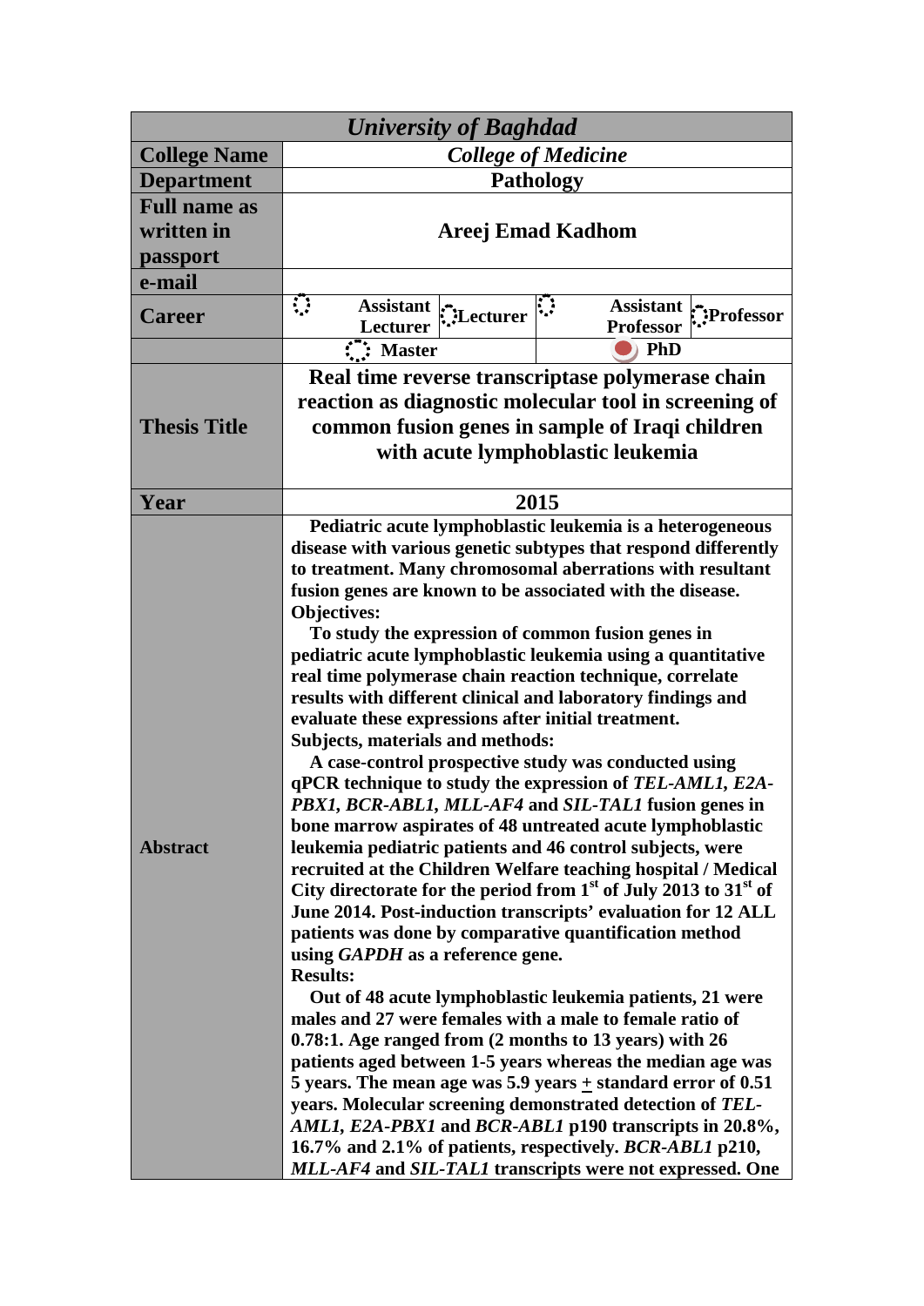| *University of Baghdad* | | | | |
|---|---|---|---|---|
| **College Name** | ***College of Medicine*** | | | |
| **Department** | **Pathology** | | | |
| **Full name as written in passport** | **Areej Emad Kadhom** | | | |
| **e-mail** | | | | |
| **Career** | ○ **Assistant Lecturer** | ○ **Lecturer** | ○ **Assistant Professor** | ○ **Professor** |
| | ○ **Master** | | ● **PhD** | |
| **Thesis Title** | **Real time reverse transcriptase polymerase chain reaction as diagnostic molecular tool in screening of common fusion genes in sample of Iraqi children with acute lymphoblastic leukemia** | | | |
| **Year** | **2015** | | | |
| **Abstract** | **Pediatric acute lymphoblastic leukemia is a heterogeneous disease with various genetic subtypes that respond differently to treatment. Many chromosomal aberrations with resultant fusion genes are known to be associated with the disease.** <br> **Objectives:** <br> **To study the expression of common fusion genes in pediatric acute lymphoblastic leukemia using a quantitative real time polymerase chain reaction technique, correlate results with different clinical and laboratory findings and evaluate these expressions after initial treatment.** <br> **Subjects, materials and methods:** <br> **A case-control prospective study was conducted using qPCR technique to study the expression of *TEL-AML1*, *E2A-PBX1*, *BCR-ABL1*, *MLL-AF4* and *SIL-TAL1* fusion genes in bone marrow aspirates of 48 untreated acute lymphoblastic leukemia pediatric patients and 46 control subjects, were recruited at the Children Welfare teaching hospital / Medical City directorate for the period from 1st of July 2013 to 31st of June 2014. Post-induction transcripts' evaluation for 12 ALL patients was done by comparative quantification method using *GAPDH* as a reference gene.** <br> **Results:** <br> **Out of 48 acute lymphoblastic leukemia patients, 21 were males and 27 were females with a male to female ratio of 0.78:1. Age ranged from (2 months to 13 years) with 26 patients aged between 1-5 years whereas the median age was 5 years. The mean age was 5.9 years ± standard error of 0.51 years. Molecular screening demonstrated detection of *TEL-AML1*, *E2A-PBX1* and *BCR-ABL1* p190 transcripts in 20.8%, 16.7% and 2.1% of patients, respectively. *BCR-ABL1* p210, *MLL-AF4* and *SIL-TAL1* transcripts were not expressed. One** | | | |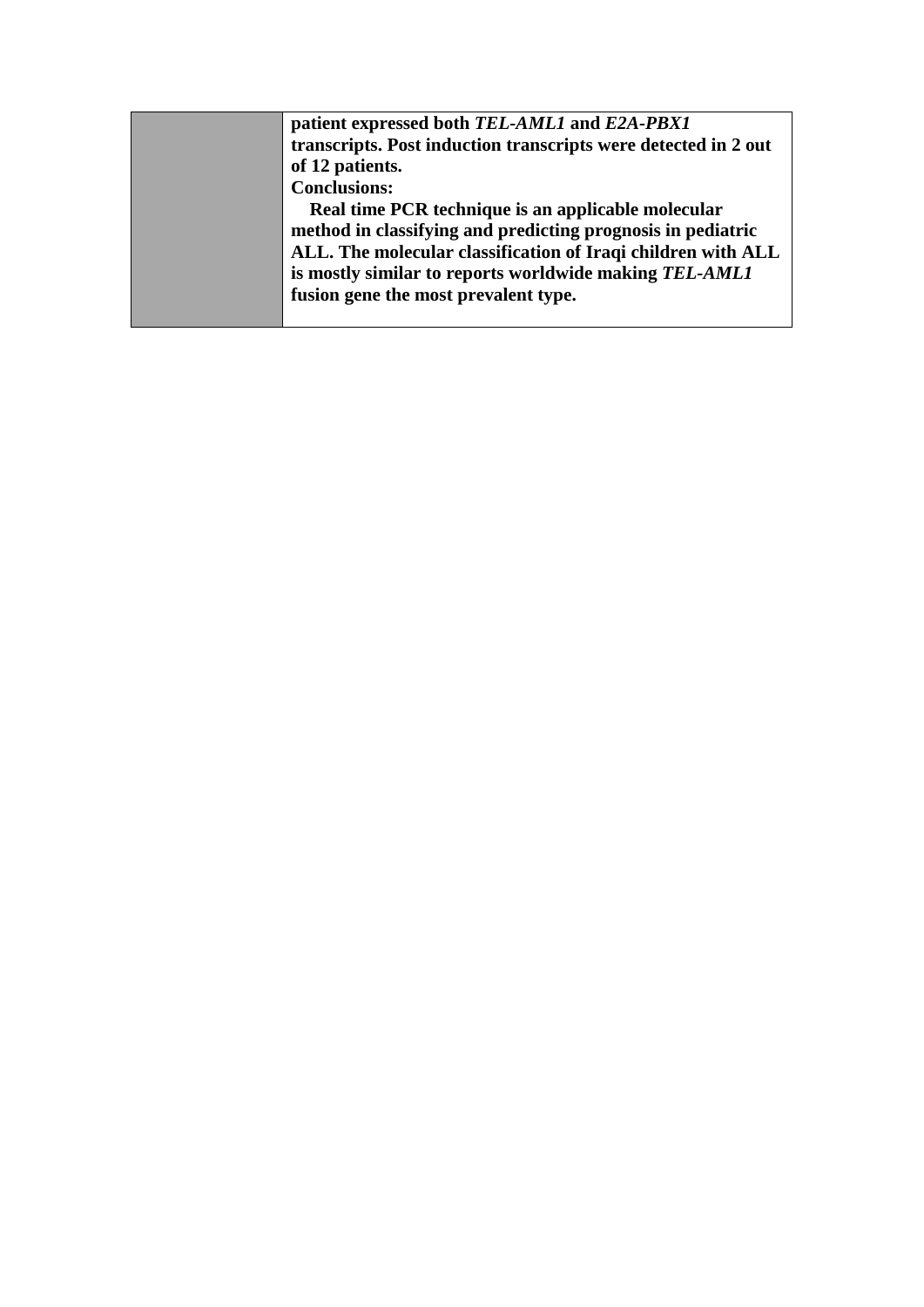**patient expressed both *TEL-AML1* and *E2A-PBX1* transcripts. Post induction transcripts were detected in 2 out of 12 patients.**

**Conclusions:**

**Real time PCR technique is an applicable molecular method in classifying and predicting prognosis in pediatric ALL. The molecular classification of Iraqi children with ALL is mostly similar to reports worldwide making *TEL-AML1* fusion gene the most prevalent type.**